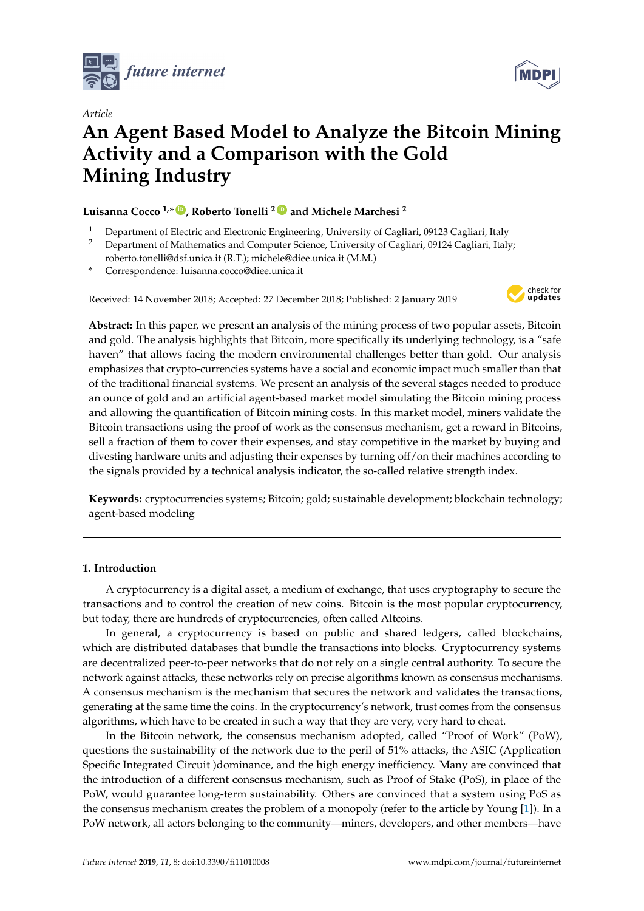*Article*

# An Agent Based Model to Analyze the Bitcoin Mining Activity and a Comparison with the Gold Mining Industry

**Luisanna Cocco [1,*], Roberto Tonelli [2] and Michele Marchesi [2]**

[1] Department of Electric and Electronic Engineering, University of Cagliari, 09123 Cagliari, Italy
[2] Department of Mathematics and Computer Science, University of Cagliari, 09124 Cagliari, Italy; roberto.tonelli@dsf.unica.it (R.T.); michele@diee.unica.it (M.M.)
* Correspondence: luisanna.cocco@diee.unica.it

Received: 14 November 2018; Accepted: 27 December 2018; Published: 2 January 2019

**Abstract:** In this paper, we present an analysis of the mining process of two popular assets, Bitcoin and gold. The analysis highlights that Bitcoin, more specifically its underlying technology, is a "safe haven" that allows facing the modern environmental challenges better than gold. Our analysis emphasizes that crypto-currencies systems have a social and economic impact much smaller than that of the traditional financial systems. We present an analysis of the several stages needed to produce an ounce of gold and an artificial agent-based market model simulating the Bitcoin mining process and allowing the quantification of Bitcoin mining costs. In this market model, miners validate the Bitcoin transactions using the proof of work as the consensus mechanism, get a reward in Bitcoins, sell a fraction of them to cover their expenses, and stay competitive in the market by buying and divesting hardware units and adjusting their expenses by turning off/on their machines according to the signals provided by a technical analysis indicator, the so-called relative strength index.

**Keywords:** cryptocurrencies systems; Bitcoin; gold; sustainable development; blockchain technology; agent-based modeling

## 1. Introduction

A cryptocurrency is a digital asset, a medium of exchange, that uses cryptography to secure the transactions and to control the creation of new coins. Bitcoin is the most popular cryptocurrency, but today, there are hundreds of cryptocurrencies, often called Altcoins.

In general, a cryptocurrency is based on public and shared ledgers, called blockchains, which are distributed databases that bundle the transactions into blocks. Cryptocurrency systems are decentralized peer-to-peer networks that do not rely on a single central authority. To secure the network against attacks, these networks rely on precise algorithms known as consensus mechanisms. A consensus mechanism is the mechanism that secures the network and validates the transactions, generating at the same time the coins. In the cryptocurrency's network, trust comes from the consensus algorithms, which have to be created in such a way that they are very, very hard to cheat.

In the Bitcoin network, the consensus mechanism adopted, called "Proof of Work" (PoW), questions the sustainability of the network due to the peril of 51% attacks, the ASIC (Application Specific Integrated Circuit )dominance, and the high energy inefficiency. Many are convinced that the introduction of a different consensus mechanism, such as Proof of Stake (PoS), in place of the PoW, would guarantee long-term sustainability. Others are convinced that a system using PoS as the consensus mechanism creates the problem of a monopoly (refer to the article by Young [1]). In a PoW network, all actors belonging to the community—miners, developers, and other members—have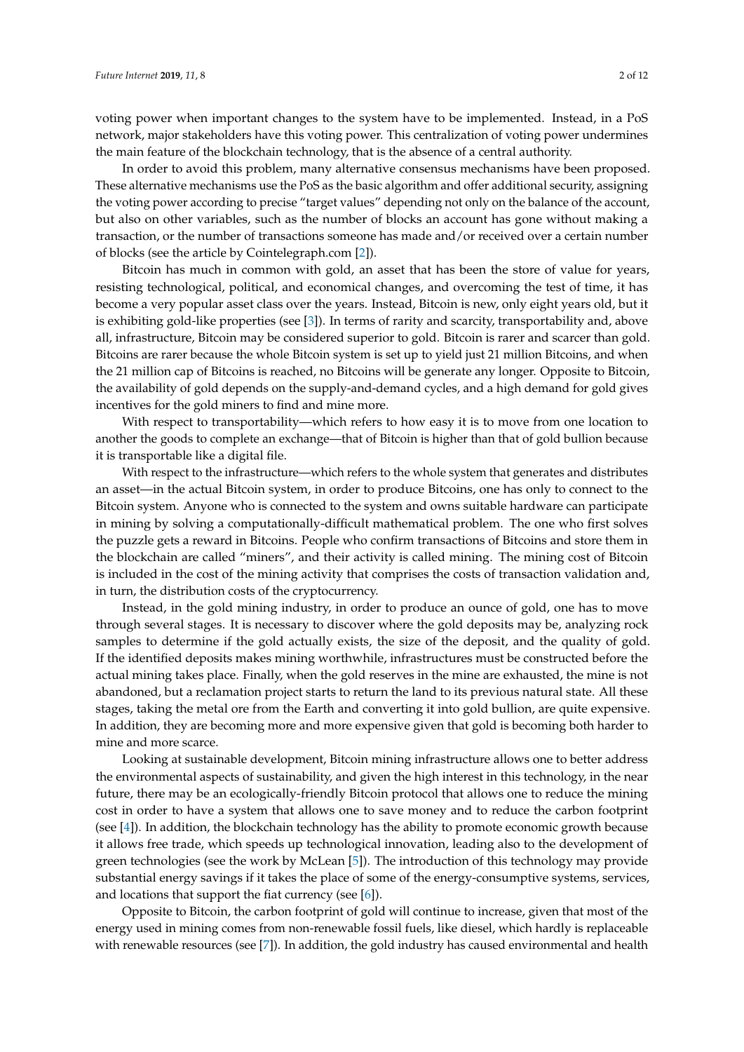voting power when important changes to the system have to be implemented. Instead, in a PoS network, major stakeholders have this voting power. This centralization of voting power undermines the main feature of the blockchain technology, that is the absence of a central authority.

In order to avoid this problem, many alternative consensus mechanisms have been proposed. These alternative mechanisms use the PoS as the basic algorithm and offer additional security, assigning the voting power according to precise "target values" depending not only on the balance of the account, but also on other variables, such as the number of blocks an account has gone without making a transaction, or the number of transactions someone has made and/or received over a certain number of blocks (see the article by Cointelegraph.com [2]).

Bitcoin has much in common with gold, an asset that has been the store of value for years, resisting technological, political, and economical changes, and overcoming the test of time, it has become a very popular asset class over the years. Instead, Bitcoin is new, only eight years old, but it is exhibiting gold-like properties (see [3]). In terms of rarity and scarcity, transportability and, above all, infrastructure, Bitcoin may be considered superior to gold. Bitcoin is rarer and scarcer than gold. Bitcoins are rarer because the whole Bitcoin system is set up to yield just 21 million Bitcoins, and when the 21 million cap of Bitcoins is reached, no Bitcoins will be generate any longer. Opposite to Bitcoin, the availability of gold depends on the supply-and-demand cycles, and a high demand for gold gives incentives for the gold miners to find and mine more.

With respect to transportability—which refers to how easy it is to move from one location to another the goods to complete an exchange—that of Bitcoin is higher than that of gold bullion because it is transportable like a digital file.

With respect to the infrastructure—which refers to the whole system that generates and distributes an asset—in the actual Bitcoin system, in order to produce Bitcoins, one has only to connect to the Bitcoin system. Anyone who is connected to the system and owns suitable hardware can participate in mining by solving a computationally-difficult mathematical problem. The one who first solves the puzzle gets a reward in Bitcoins. People who confirm transactions of Bitcoins and store them in the blockchain are called "miners", and their activity is called mining. The mining cost of Bitcoin is included in the cost of the mining activity that comprises the costs of transaction validation and, in turn, the distribution costs of the cryptocurrency.

Instead, in the gold mining industry, in order to produce an ounce of gold, one has to move through several stages. It is necessary to discover where the gold deposits may be, analyzing rock samples to determine if the gold actually exists, the size of the deposit, and the quality of gold. If the identified deposits makes mining worthwhile, infrastructures must be constructed before the actual mining takes place. Finally, when the gold reserves in the mine are exhausted, the mine is not abandoned, but a reclamation project starts to return the land to its previous natural state. All these stages, taking the metal ore from the Earth and converting it into gold bullion, are quite expensive. In addition, they are becoming more and more expensive given that gold is becoming both harder to mine and more scarce.

Looking at sustainable development, Bitcoin mining infrastructure allows one to better address the environmental aspects of sustainability, and given the high interest in this technology, in the near future, there may be an ecologically-friendly Bitcoin protocol that allows one to reduce the mining cost in order to have a system that allows one to save money and to reduce the carbon footprint (see [4]). In addition, the blockchain technology has the ability to promote economic growth because it allows free trade, which speeds up technological innovation, leading also to the development of green technologies (see the work by McLean [5]). The introduction of this technology may provide substantial energy savings if it takes the place of some of the energy-consumptive systems, services, and locations that support the fiat currency (see [6]).

Opposite to Bitcoin, the carbon footprint of gold will continue to increase, given that most of the energy used in mining comes from non-renewable fossil fuels, like diesel, which hardly is replaceable with renewable resources (see [7]). In addition, the gold industry has caused environmental and health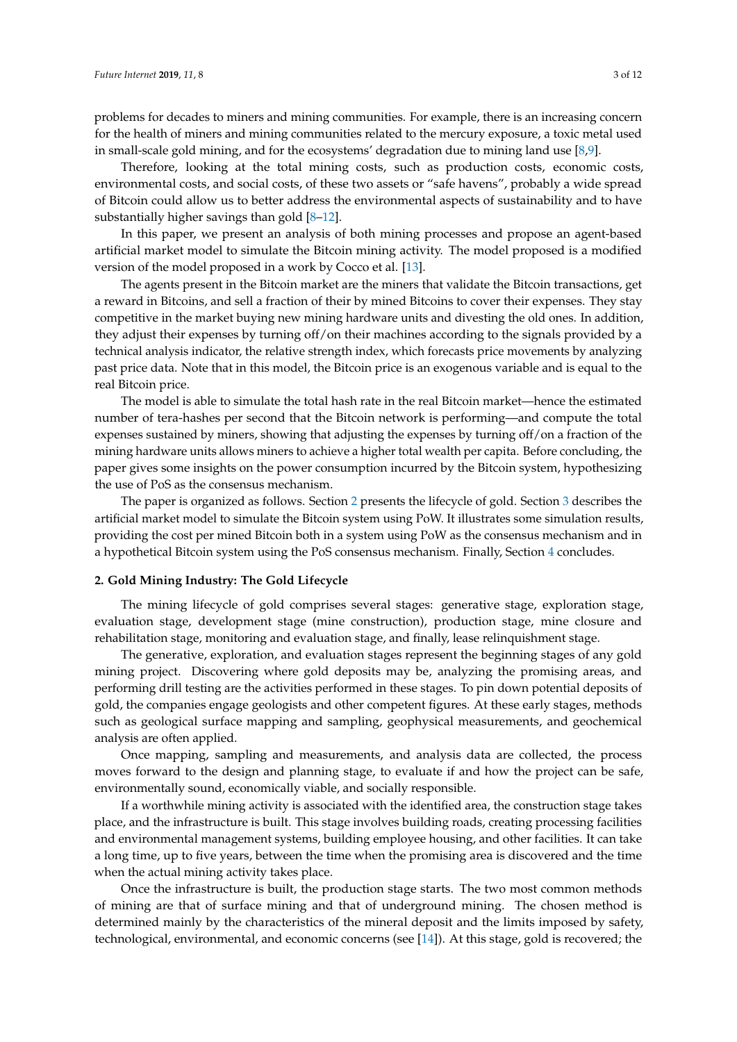problems for decades to miners and mining communities. For example, there is an increasing concern for the health of miners and mining communities related to the mercury exposure, a toxic metal used in small-scale gold mining, and for the ecosystems' degradation due to mining land use [8,9].

Therefore, looking at the total mining costs, such as production costs, economic costs, environmental costs, and social costs, of these two assets or "safe havens", probably a wide spread of Bitcoin could allow us to better address the environmental aspects of sustainability and to have substantially higher savings than gold [8–12].

In this paper, we present an analysis of both mining processes and propose an agent-based artificial market model to simulate the Bitcoin mining activity. The model proposed is a modified version of the model proposed in a work by Cocco et al. [13].

The agents present in the Bitcoin market are the miners that validate the Bitcoin transactions, get a reward in Bitcoins, and sell a fraction of their by mined Bitcoins to cover their expenses. They stay competitive in the market buying new mining hardware units and divesting the old ones. In addition, they adjust their expenses by turning off/on their machines according to the signals provided by a technical analysis indicator, the relative strength index, which forecasts price movements by analyzing past price data. Note that in this model, the Bitcoin price is an exogenous variable and is equal to the real Bitcoin price.

The model is able to simulate the total hash rate in the real Bitcoin market—hence the estimated number of tera-hashes per second that the Bitcoin network is performing—and compute the total expenses sustained by miners, showing that adjusting the expenses by turning off/on a fraction of the mining hardware units allows miners to achieve a higher total wealth per capita. Before concluding, the paper gives some insights on the power consumption incurred by the Bitcoin system, hypothesizing the use of PoS as the consensus mechanism.

The paper is organized as follows. Section 2 presents the lifecycle of gold. Section 3 describes the artificial market model to simulate the Bitcoin system using PoW. It illustrates some simulation results, providing the cost per mined Bitcoin both in a system using PoW as the consensus mechanism and in a hypothetical Bitcoin system using the PoS consensus mechanism. Finally, Section 4 concludes.

## 2. Gold Mining Industry: The Gold Lifecycle

The mining lifecycle of gold comprises several stages: generative stage, exploration stage, evaluation stage, development stage (mine construction), production stage, mine closure and rehabilitation stage, monitoring and evaluation stage, and finally, lease relinquishment stage.

The generative, exploration, and evaluation stages represent the beginning stages of any gold mining project. Discovering where gold deposits may be, analyzing the promising areas, and performing drill testing are the activities performed in these stages. To pin down potential deposits of gold, the companies engage geologists and other competent figures. At these early stages, methods such as geological surface mapping and sampling, geophysical measurements, and geochemical analysis are often applied.

Once mapping, sampling and measurements, and analysis data are collected, the process moves forward to the design and planning stage, to evaluate if and how the project can be safe, environmentally sound, economically viable, and socially responsible.

If a worthwhile mining activity is associated with the identified area, the construction stage takes place, and the infrastructure is built. This stage involves building roads, creating processing facilities and environmental management systems, building employee housing, and other facilities. It can take a long time, up to five years, between the time when the promising area is discovered and the time when the actual mining activity takes place.

Once the infrastructure is built, the production stage starts. The two most common methods of mining are that of surface mining and that of underground mining. The chosen method is determined mainly by the characteristics of the mineral deposit and the limits imposed by safety, technological, environmental, and economic concerns (see [14]). At this stage, gold is recovered; the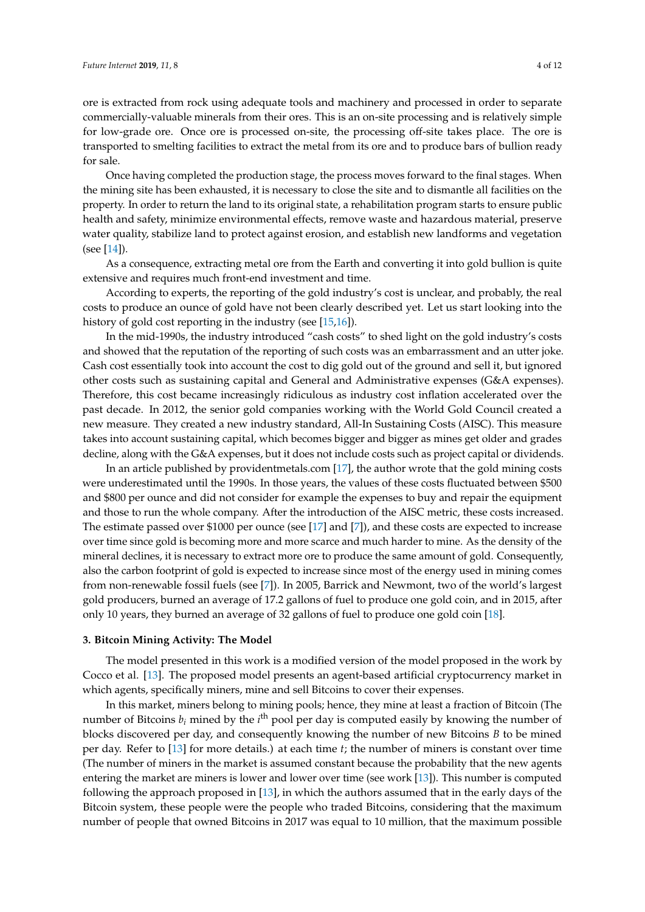ore is extracted from rock using adequate tools and machinery and processed in order to separate commercially-valuable minerals from their ores. This is an on-site processing and is relatively simple for low-grade ore. Once ore is processed on-site, the processing off-site takes place. The ore is transported to smelting facilities to extract the metal from its ore and to produce bars of bullion ready for sale.

Once having completed the production stage, the process moves forward to the final stages. When the mining site has been exhausted, it is necessary to close the site and to dismantle all facilities on the property. In order to return the land to its original state, a rehabilitation program starts to ensure public health and safety, minimize environmental effects, remove waste and hazardous material, preserve water quality, stabilize land to protect against erosion, and establish new landforms and vegetation (see [14]).

As a consequence, extracting metal ore from the Earth and converting it into gold bullion is quite extensive and requires much front-end investment and time.

According to experts, the reporting of the gold industry's cost is unclear, and probably, the real costs to produce an ounce of gold have not been clearly described yet. Let us start looking into the history of gold cost reporting in the industry (see [15,16]).

In the mid-1990s, the industry introduced "cash costs" to shed light on the gold industry's costs and showed that the reputation of the reporting of such costs was an embarrassment and an utter joke. Cash cost essentially took into account the cost to dig gold out of the ground and sell it, but ignored other costs such as sustaining capital and General and Administrative expenses (G&A expenses). Therefore, this cost became increasingly ridiculous as industry cost inflation accelerated over the past decade. In 2012, the senior gold companies working with the World Gold Council created a new measure. They created a new industry standard, All-In Sustaining Costs (AISC). This measure takes into account sustaining capital, which becomes bigger and bigger as mines get older and grades decline, along with the G&A expenses, but it does not include costs such as project capital or dividends.

In an article published by providentmetals.com [17], the author wrote that the gold mining costs were underestimated until the 1990s. In those years, the values of these costs fluctuated between $500 and $800 per ounce and did not consider for example the expenses to buy and repair the equipment and those to run the whole company. After the introduction of the AISC metric, these costs increased. The estimate passed over $1000 per ounce (see [17] and [7]), and these costs are expected to increase over time since gold is becoming more and more scarce and much harder to mine. As the density of the mineral declines, it is necessary to extract more ore to produce the same amount of gold. Consequently, also the carbon footprint of gold is expected to increase since most of the energy used in mining comes from non-renewable fossil fuels (see [7]). In 2005, Barrick and Newmont, two of the world's largest gold producers, burned an average of 17.2 gallons of fuel to produce one gold coin, and in 2015, after only 10 years, they burned an average of 32 gallons of fuel to produce one gold coin [18].

## 3. Bitcoin Mining Activity: The Model

The model presented in this work is a modified version of the model proposed in the work by Cocco et al. [13]. The proposed model presents an agent-based artificial cryptocurrency market in which agents, specifically miners, mine and sell Bitcoins to cover their expenses.

In this market, miners belong to mining pools; hence, they mine at least a fraction of Bitcoin (The number of Bitcoins $b_i$ mined by the $i^{\text{th}}$ pool per day is computed easily by knowing the number of blocks discovered per day, and consequently knowing the number of new Bitcoins $B$ to be mined per day. Refer to [13] for more details.) at each time $t$; the number of miners is constant over time (The number of miners in the market is assumed constant because the probability that the new agents entering the market are miners is lower and lower over time (see work [13]). This number is computed following the approach proposed in [13], in which the authors assumed that in the early days of the Bitcoin system, these people were the people who traded Bitcoins, considering that the maximum number of people that owned Bitcoins in 2017 was equal to 10 million, that the maximum possible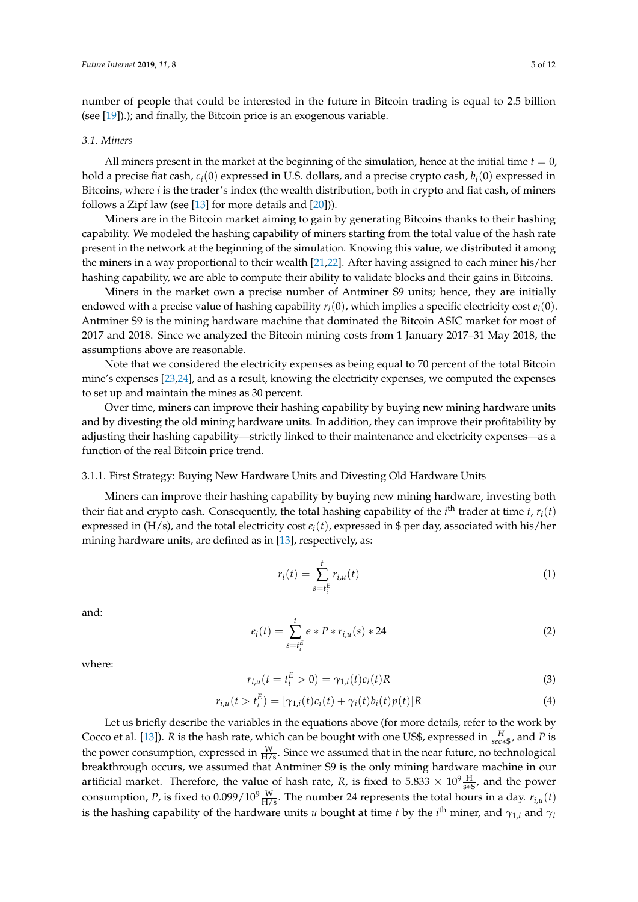number of people that could be interested in the future in Bitcoin trading is equal to 2.5 billion (see [19]).); and finally, the Bitcoin price is an exogenous variable.

### 3.1. Miners

All miners present in the market at the beginning of the simulation, hence at the initial time $t = 0$, hold a precise fiat cash, $c_i(0)$ expressed in U.S. dollars, and a precise crypto cash, $b_i(0)$ expressed in Bitcoins, where $i$ is the trader's index (the wealth distribution, both in crypto and fiat cash, of miners follows a Zipf law (see [13] for more details and [20])).

Miners are in the Bitcoin market aiming to gain by generating Bitcoins thanks to their hashing capability. We modeled the hashing capability of miners starting from the total value of the hash rate present in the network at the beginning of the simulation. Knowing this value, we distributed it among the miners in a way proportional to their wealth [21,22]. After having assigned to each miner his/her hashing capability, we are able to compute their ability to validate blocks and their gains in Bitcoins.

Miners in the market own a precise number of Antminer S9 units; hence, they are initially endowed with a precise value of hashing capability $r_i(0)$, which implies a specific electricity cost $e_i(0)$. Antminer S9 is the mining hardware machine that dominated the Bitcoin ASIC market for most of 2017 and 2018. Since we analyzed the Bitcoin mining costs from 1 January 2017–31 May 2018, the assumptions above are reasonable.

Note that we considered the electricity expenses as being equal to 70 percent of the total Bitcoin mine's expenses [23,24], and as a result, knowing the electricity expenses, we computed the expenses to set up and maintain the mines as 30 percent.

Over time, miners can improve their hashing capability by buying new mining hardware units and by divesting the old mining hardware units. In addition, they can improve their profitability by adjusting their hashing capability—strictly linked to their maintenance and electricity expenses—as a function of the real Bitcoin price trend.

#### 3.1.1. First Strategy: Buying New Hardware Units and Divesting Old Hardware Units

Miners can improve their hashing capability by buying new mining hardware, investing both their fiat and crypto cash. Consequently, the total hashing capability of the $i^{\text{th}}$ trader at time $t$, $r_i(t)$ expressed in (H/s), and the total electricity cost $e_i(t)$, expressed in \$ per day, associated with his/her mining hardware units, are defined as in [13], respectively, as:

$$r_i(t) = \sum_{s=t_i^E}^{t} r_{i,u}(t) \tag{1}$$

and:

$$e_i(t) = \sum_{s=t_i^E}^{t} \epsilon * P * r_{i,u}(s) * 24 \tag{2}$$

where:

$$r_{i,u}(t = t_i^E > 0) = \gamma_{1,i}(t) c_i(t) R \tag{3}$$

$$r_{i,u}(t > t_i^E) = [\gamma_{1,i}(t) c_i(t) + \gamma_i(t) b_i(t) p(t)] R \tag{4}$$

Let us briefly describe the variables in the equations above (for more details, refer to the work by Cocco et al. [13]). $R$ is the hash rate, which can be bought with one US\$, expressed in $\frac{H}{sec*\$}$, and $P$ is the power consumption, expressed in $\frac{\text{W}}{\text{H/s}}$. Since we assumed that in the near future, no technological breakthrough occurs, we assumed that Antminer S9 is the only mining hardware machine in our artificial market. Therefore, the value of hash rate, $R$, is fixed to $5.833 \times 10^9 \frac{\text{H}}{\text{s}*\$}$, and the power consumption, $P$, is fixed to $0.099/10^9 \frac{\text{W}}{\text{H/s}}$. The number 24 represents the total hours in a day. $r_{i,u}(t)$ is the hashing capability of the hardware units $u$ bought at time $t$ by the $i^{\text{th}}$ miner, and $\gamma_{1,i}$ and $\gamma_i$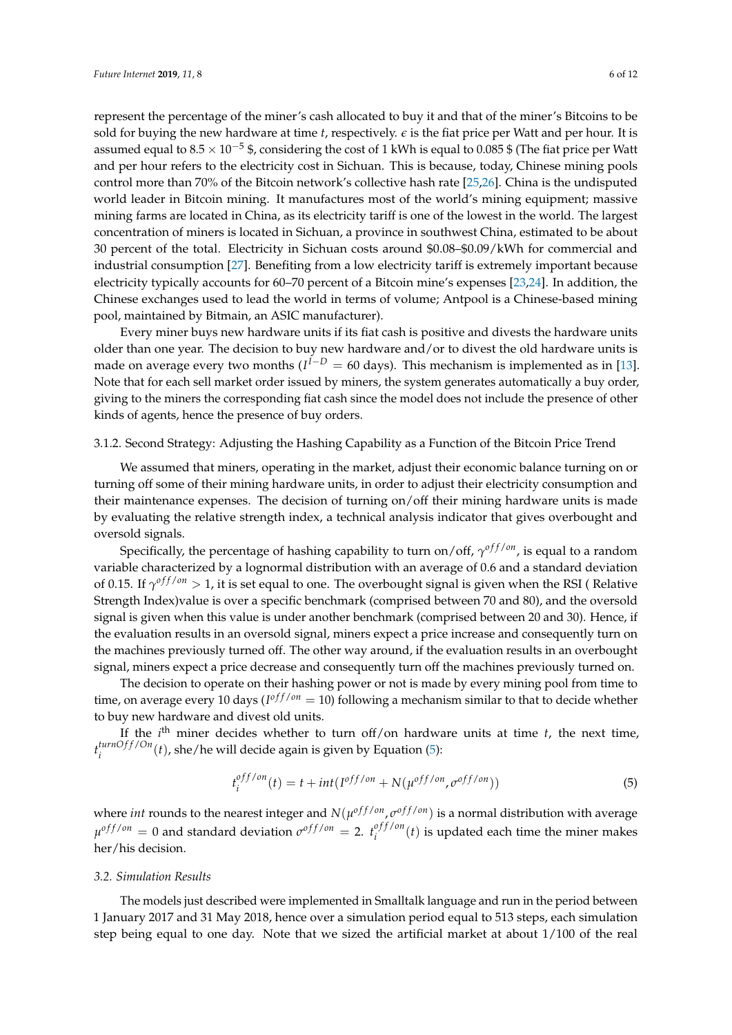represent the percentage of the miner's cash allocated to buy it and that of the miner's Bitcoins to be sold for buying the new hardware at time $t$, respectively. $\epsilon$ is the fiat price per Watt and per hour. It is assumed equal to $8.5 \times 10^{-5}$ \$, considering the cost of 1 kWh is equal to 0.085 \$ (The fiat price per Watt and per hour refers to the electricity cost in Sichuan. This is because, today, Chinese mining pools control more than 70% of the Bitcoin network's collective hash rate [25,26]. China is the undisputed world leader in Bitcoin mining. It manufactures most of the world's mining equipment; massive mining farms are located in China, as its electricity tariff is one of the lowest in the world. The largest concentration of miners is located in Sichuan, a province in southwest China, estimated to be about 30 percent of the total. Electricity in Sichuan costs around \$0.08–\$0.09/kWh for commercial and industrial consumption [27]. Benefiting from a low electricity tariff is extremely important because electricity typically accounts for 60–70 percent of a Bitcoin mine's expenses [23,24]. In addition, the Chinese exchanges used to lead the world in terms of volume; Antpool is a Chinese-based mining pool, maintained by Bitmain, an ASIC manufacturer).

Every miner buys new hardware units if its fiat cash is positive and divests the hardware units older than one year. The decision to buy new hardware and/or to divest the old hardware units is made on average every two months ($I^{I-D} = 60$ days). This mechanism is implemented as in [13]. Note that for each sell market order issued by miners, the system generates automatically a buy order, giving to the miners the corresponding fiat cash since the model does not include the presence of other kinds of agents, hence the presence of buy orders.

#### 3.1.2. Second Strategy: Adjusting the Hashing Capability as a Function of the Bitcoin Price Trend

We assumed that miners, operating in the market, adjust their economic balance turning on or turning off some of their mining hardware units, in order to adjust their electricity consumption and their maintenance expenses. The decision of turning on/off their mining hardware units is made by evaluating the relative strength index, a technical analysis indicator that gives overbought and oversold signals.

Specifically, the percentage of hashing capability to turn on/off, $\gamma^{off/on}$, is equal to a random variable characterized by a lognormal distribution with an average of 0.6 and a standard deviation of 0.15. If $\gamma^{off/on} > 1$, it is set equal to one. The overbought signal is given when the RSI ( Relative Strength Index)value is over a specific benchmark (comprised between 70 and 80), and the oversold signal is given when this value is under another benchmark (comprised between 20 and 30). Hence, if the evaluation results in an oversold signal, miners expect a price increase and consequently turn on the machines previously turned off. The other way around, if the evaluation results in an overbought signal, miners expect a price decrease and consequently turn off the machines previously turned on.

The decision to operate on their hashing power or not is made by every mining pool from time to time, on average every 10 days ($I^{off/on} = 10$) following a mechanism similar to that to decide whether to buy new hardware and divest old units.

If the $i^{\text{th}}$ miner decides whether to turn off/on hardware units at time $t$, the next time, $t_i^{turnOff/On}(t)$, she/he will decide again is given by Equation (5):

$$t_i^{off/on}(t) = t + int(I^{off/on} + N(\mu^{off/on}, \sigma^{off/on})) \tag{5}$$

where $int$ rounds to the nearest integer and $N(\mu^{off/on}, \sigma^{off/on})$ is a normal distribution with average $\mu^{off/on} = 0$ and standard deviation $\sigma^{off/on} = 2$. $t_i^{off/on}(t)$ is updated each time the miner makes her/his decision.

### 3.2. Simulation Results

The models just described were implemented in Smalltalk language and run in the period between 1 January 2017 and 31 May 2018, hence over a simulation period equal to 513 steps, each simulation step being equal to one day. Note that we sized the artificial market at about 1/100 of the real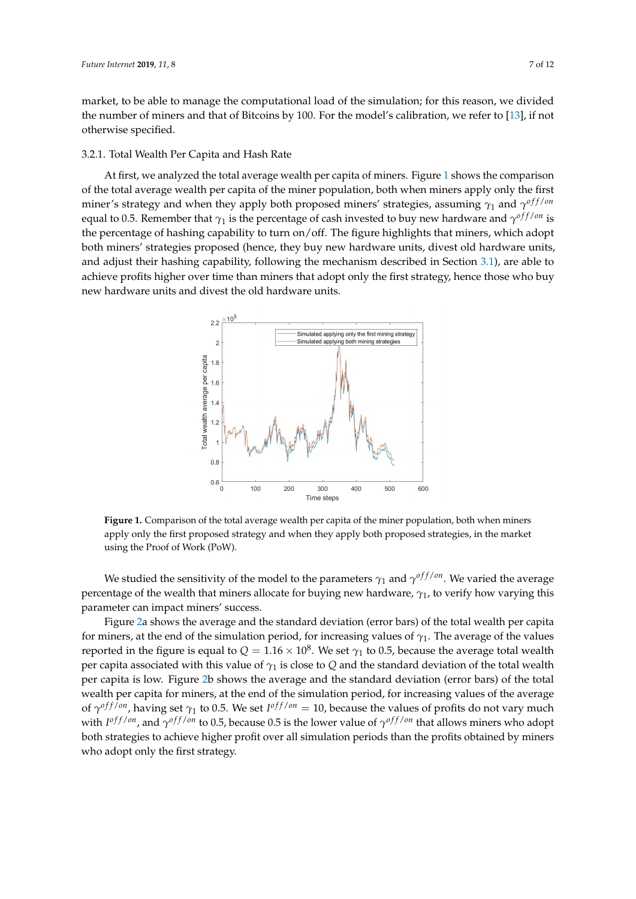market, to be able to manage the computational load of the simulation; for this reason, we divided the number of miners and that of Bitcoins by 100. For the model's calibration, we refer to [13], if not otherwise specified.

#### 3.2.1. Total Wealth Per Capita and Hash Rate

At first, we analyzed the total average wealth per capita of miners. Figure 1 shows the comparison of the total average wealth per capita of the miner population, both when miners apply only the first miner's strategy and when they apply both proposed miners' strategies, assuming $\gamma_1$ and $\gamma^{off/on}$ equal to 0.5. Remember that $\gamma_1$ is the percentage of cash invested to buy new hardware and $\gamma^{off/on}$ is the percentage of hashing capability to turn on/off. The figure highlights that miners, which adopt both miners' strategies proposed (hence, they buy new hardware units, divest old hardware units, and adjust their hashing capability, following the mechanism described in Section 3.1), are able to achieve profits higher over time than miners that adopt only the first strategy, hence those who buy new hardware units and divest the old hardware units.

**Figure 1.** Comparison of the total average wealth per capita of the miner population, both when miners apply only the first proposed strategy and when they apply both proposed strategies, in the market using the Proof of Work (PoW).

We studied the sensitivity of the model to the parameters $\gamma_1$ and $\gamma^{off/on}$. We varied the average percentage of the wealth that miners allocate for buying new hardware, $\gamma_1$, to verify how varying this parameter can impact miners' success.

Figure 2a shows the average and the standard deviation (error bars) of the total wealth per capita for miners, at the end of the simulation period, for increasing values of $\gamma_1$. The average of the values reported in the figure is equal to $Q = 1.16 \times 10^8$. We set $\gamma_1$ to 0.5, because the average total wealth per capita associated with this value of $\gamma_1$ is close to $Q$ and the standard deviation of the total wealth per capita is low. Figure 2b shows the average and the standard deviation (error bars) of the total wealth per capita for miners, at the end of the simulation period, for increasing values of the average of $\gamma^{off/on}$, having set $\gamma_1$ to 0.5. We set $I^{off/on} = 10$, because the values of profits do not vary much with $I^{off/on}$, and $\gamma^{off/on}$ to 0.5, because 0.5 is the lower value of $\gamma^{off/on}$ that allows miners who adopt both strategies to achieve higher profit over all simulation periods than the profits obtained by miners who adopt only the first strategy.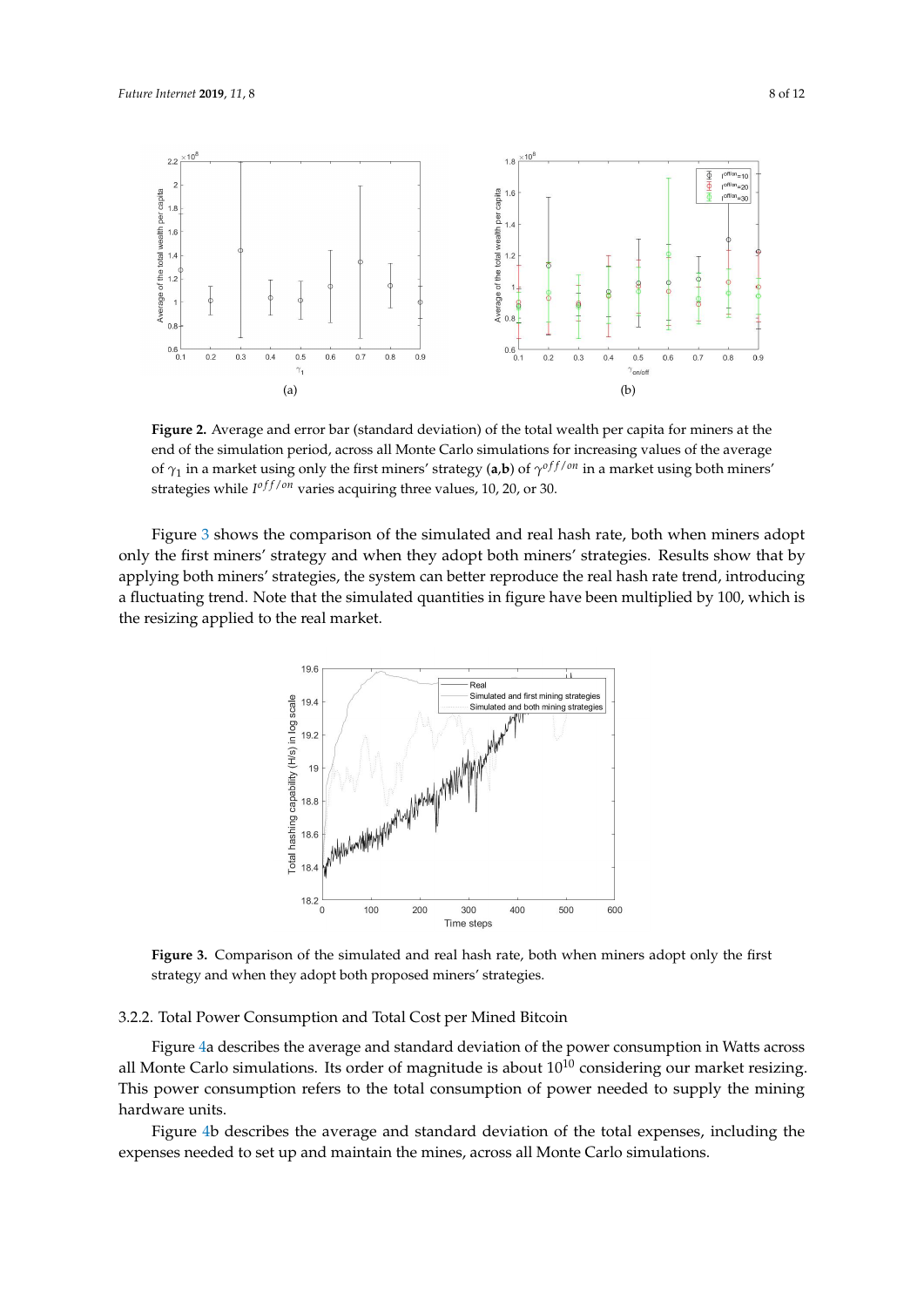**Figure 2.** Average and error bar (standard deviation) of the total wealth per capita for miners at the end of the simulation period, across all Monte Carlo simulations for increasing values of the average of $\gamma_1$ in a market using only the first miners' strategy (**a**,**b**) of $\gamma^{off/on}$ in a market using both miners' strategies while $I^{off/on}$ varies acquiring three values, 10, 20, or 30.

Figure 3 shows the comparison of the simulated and real hash rate, both when miners adopt only the first miners' strategy and when they adopt both miners' strategies. Results show that by applying both miners' strategies, the system can better reproduce the real hash rate trend, introducing a fluctuating trend. Note that the simulated quantities in figure have been multiplied by 100, which is the resizing applied to the real market.

**Figure 3.** Comparison of the simulated and real hash rate, both when miners adopt only the first strategy and when they adopt both proposed miners' strategies.

#### 3.2.2. Total Power Consumption and Total Cost per Mined Bitcoin

Figure 4a describes the average and standard deviation of the power consumption in Watts across all Monte Carlo simulations. Its order of magnitude is about $10^{10}$ considering our market resizing. This power consumption refers to the total consumption of power needed to supply the mining hardware units.

Figure 4b describes the average and standard deviation of the total expenses, including the expenses needed to set up and maintain the mines, across all Monte Carlo simulations.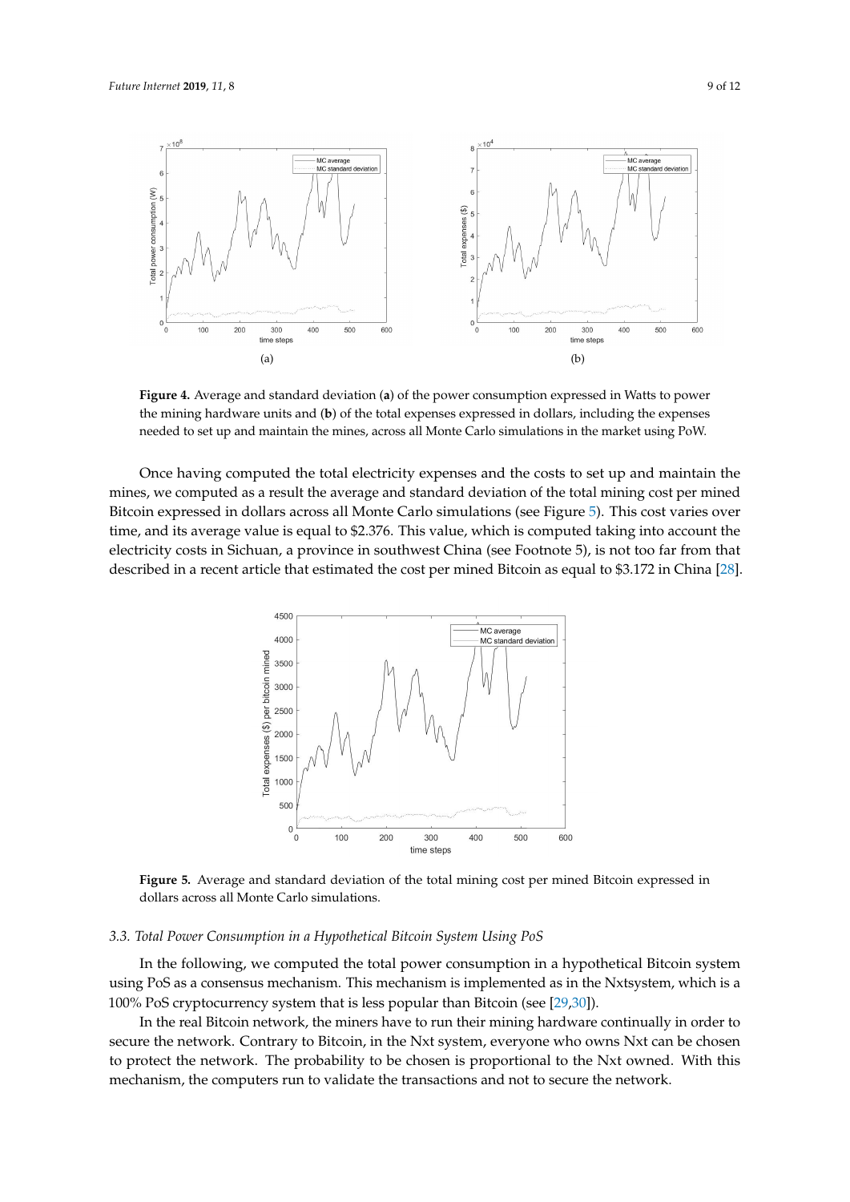**Figure 4.** Average and standard deviation (**a**) of the power consumption expressed in Watts to power the mining hardware units and (**b**) of the total expenses expressed in dollars, including the expenses needed to set up and maintain the mines, across all Monte Carlo simulations in the market using PoW.

Once having computed the total electricity expenses and the costs to set up and maintain the mines, we computed as a result the average and standard deviation of the total mining cost per mined Bitcoin expressed in dollars across all Monte Carlo simulations (see Figure 5). This cost varies over time, and its average value is equal to $2.376. This value, which is computed taking into account the electricity costs in Sichuan, a province in southwest China (see Footnote 5), is not too far from that described in a recent article that estimated the cost per mined Bitcoin as equal to $3.172 in China [28].

**Figure 5.** Average and standard deviation of the total mining cost per mined Bitcoin expressed in dollars across all Monte Carlo simulations.

### 3.3. Total Power Consumption in a Hypothetical Bitcoin System Using PoS

In the following, we computed the total power consumption in a hypothetical Bitcoin system using PoS as a consensus mechanism. This mechanism is implemented as in the Nxtsystem, which is a 100% PoS cryptocurrency system that is less popular than Bitcoin (see [29,30]).

In the real Bitcoin network, the miners have to run their mining hardware continually in order to secure the network. Contrary to Bitcoin, in the Nxt system, everyone who owns Nxt can be chosen to protect the network. The probability to be chosen is proportional to the Nxt owned. With this mechanism, the computers run to validate the transactions and not to secure the network.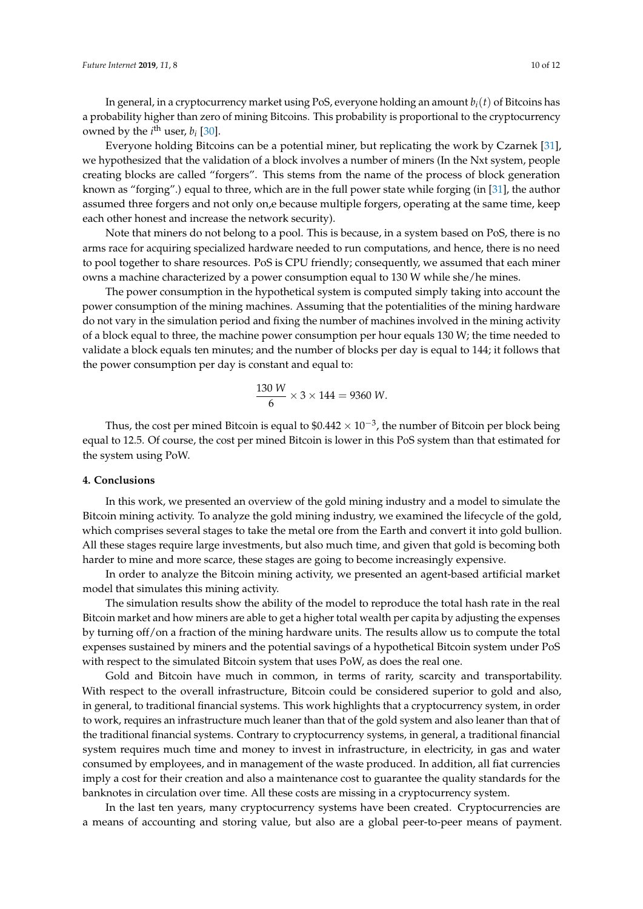In general, in a cryptocurrency market using PoS, everyone holding an amount $b_i(t)$ of Bitcoins has a probability higher than zero of mining Bitcoins. This probability is proportional to the cryptocurrency owned by the $i^{\text{th}}$ user, $b_i$ [30].

Everyone holding Bitcoins can be a potential miner, but replicating the work by Czarnek [31], we hypothesized that the validation of a block involves a number of miners (In the Nxt system, people creating blocks are called "forgers". This stems from the name of the process of block generation known as "forging".) equal to three, which are in the full power state while forging (in [31], the author assumed three forgers and not only on,e because multiple forgers, operating at the same time, keep each other honest and increase the network security).

Note that miners do not belong to a pool. This is because, in a system based on PoS, there is no arms race for acquiring specialized hardware needed to run computations, and hence, there is no need to pool together to share resources. PoS is CPU friendly; consequently, we assumed that each miner owns a machine characterized by a power consumption equal to 130 W while she/he mines.

The power consumption in the hypothetical system is computed simply taking into account the power consumption of the mining machines. Assuming that the potentialities of the mining hardware do not vary in the simulation period and fixing the number of machines involved in the mining activity of a block equal to three, the machine power consumption per hour equals 130 W; the time needed to validate a block equals ten minutes; and the number of blocks per day is equal to 144; it follows that the power consumption per day is constant and equal to:

$$\frac{130\ W}{6} \times 3 \times 144 = 9360\ W.$$

Thus, the cost per mined Bitcoin is equal to $\$0.442 \times 10^{-3}$, the number of Bitcoin per block being equal to 12.5. Of course, the cost per mined Bitcoin is lower in this PoS system than that estimated for the system using PoW.

## 4. Conclusions

In this work, we presented an overview of the gold mining industry and a model to simulate the Bitcoin mining activity. To analyze the gold mining industry, we examined the lifecycle of the gold, which comprises several stages to take the metal ore from the Earth and convert it into gold bullion. All these stages require large investments, but also much time, and given that gold is becoming both harder to mine and more scarce, these stages are going to become increasingly expensive.

In order to analyze the Bitcoin mining activity, we presented an agent-based artificial market model that simulates this mining activity.

The simulation results show the ability of the model to reproduce the total hash rate in the real Bitcoin market and how miners are able to get a higher total wealth per capita by adjusting the expenses by turning off/on a fraction of the mining hardware units. The results allow us to compute the total expenses sustained by miners and the potential savings of a hypothetical Bitcoin system under PoS with respect to the simulated Bitcoin system that uses PoW, as does the real one.

Gold and Bitcoin have much in common, in terms of rarity, scarcity and transportability. With respect to the overall infrastructure, Bitcoin could be considered superior to gold and also, in general, to traditional financial systems. This work highlights that a cryptocurrency system, in order to work, requires an infrastructure much leaner than that of the gold system and also leaner than that of the traditional financial systems. Contrary to cryptocurrency systems, in general, a traditional financial system requires much time and money to invest in infrastructure, in electricity, in gas and water consumed by employees, and in management of the waste produced. In addition, all fiat currencies imply a cost for their creation and also a maintenance cost to guarantee the quality standards for the banknotes in circulation over time. All these costs are missing in a cryptocurrency system.

In the last ten years, many cryptocurrency systems have been created. Cryptocurrencies are a means of accounting and storing value, but also are a global peer-to-peer means of payment.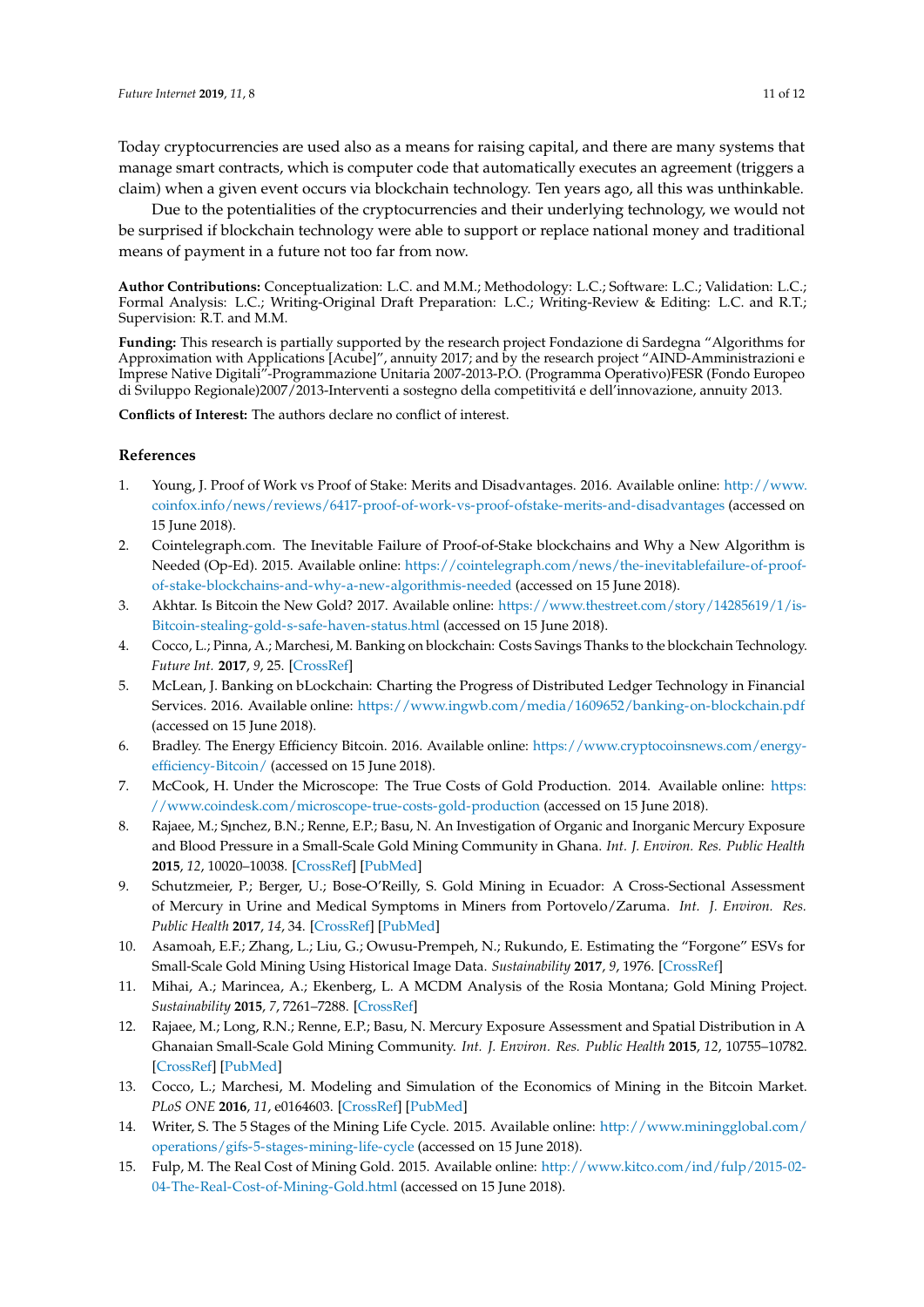Today cryptocurrencies are used also as a means for raising capital, and there are many systems that manage smart contracts, which is computer code that automatically executes an agreement (triggers a claim) when a given event occurs via blockchain technology. Ten years ago, all this was unthinkable.

Due to the potentialities of the cryptocurrencies and their underlying technology, we would not be surprised if blockchain technology were able to support or replace national money and traditional means of payment in a future not too far from now.

**Author Contributions:** Conceptualization: L.C. and M.M.; Methodology: L.C.; Software: L.C.; Validation: L.C.; Formal Analysis: L.C.; Writing-Original Draft Preparation: L.C.; Writing-Review & Editing: L.C. and R.T.; Supervision: R.T. and M.M.

**Funding:** This research is partially supported by the research project Fondazione di Sardegna "Algorithms for Approximation with Applications [Acube]", annuity 2017; and by the research project "AIND-Amministrazioni e Imprese Native Digitali"-Programmazione Unitaria 2007-2013-P.O. (Programma Operativo)FESR (Fondo Europeo di Sviluppo Regionale)2007/2013-Interventi a sostegno della competitivitá e dell'innovazione, annuity 2013.

**Conflicts of Interest:** The authors declare no conflict of interest.

## References

1. Young, J. Proof of Work vs Proof of Stake: Merits and Disadvantages. 2016. Available online: http://www.coinfox.info/news/reviews/6417-proof-of-work-vs-proof-ofstake-merits-and-disadvantages (accessed on 15 June 2018).
2. Cointelegraph.com. The Inevitable Failure of Proof-of-Stake blockchains and Why a New Algorithm is Needed (Op-Ed). 2015. Available online: https://cointelegraph.com/news/the-inevitablefailure-of-proof-of-stake-blockchains-and-why-a-new-algorithmis-needed (accessed on 15 June 2018).
3. Akhtar. Is Bitcoin the New Gold? 2017. Available online: https://www.thestreet.com/story/14285619/1/is-Bitcoin-stealing-gold-s-safe-haven-status.html (accessed on 15 June 2018).
4. Cocco, L.; Pinna, A.; Marchesi, M. Banking on blockchain: Costs Savings Thanks to the blockchain Technology. *Future Int.* **2017**, *9*, 25. [CrossRef]
5. McLean, J. Banking on bLockchain: Charting the Progress of Distributed Ledger Technology in Financial Services. 2016. Available online: https://www.ingwb.com/media/1609652/banking-on-blockchain.pdf (accessed on 15 June 2018).
6. Bradley. The Energy Efficiency Bitcoin. 2016. Available online: https://www.cryptocoinsnews.com/energy-efficiency-Bitcoin/ (accessed on 15 June 2018).
7. McCook, H. Under the Microscope: The True Costs of Gold Production. 2014. Available online: https://www.coindesk.com/microscope-true-costs-gold-production (accessed on 15 June 2018).
8. Rajaee, M.; Sịnchez, B.N.; Renne, E.P.; Basu, N. An Investigation of Organic and Inorganic Mercury Exposure and Blood Pressure in a Small-Scale Gold Mining Community in Ghana. *Int. J. Environ. Res. Public Health* **2015**, *12*, 10020–10038. [CrossRef] [PubMed]
9. Schutzmeier, P.; Berger, U.; Bose-O'Reilly, S. Gold Mining in Ecuador: A Cross-Sectional Assessment of Mercury in Urine and Medical Symptoms in Miners from Portovelo/Zaruma. *Int. J. Environ. Res. Public Health* **2017**, *14*, 34. [CrossRef] [PubMed]
10. Asamoah, E.F.; Zhang, L.; Liu, G.; Owusu-Prempeh, N.; Rukundo, E. Estimating the "Forgone" ESVs for Small-Scale Gold Mining Using Historical Image Data. *Sustainability* **2017**, *9*, 1976. [CrossRef]
11. Mihai, A.; Marincea, A.; Ekenberg, L. A MCDM Analysis of the Rosia Montana; Gold Mining Project. *Sustainability* **2015**, *7*, 7261–7288. [CrossRef]
12. Rajaee, M.; Long, R.N.; Renne, E.P.; Basu, N. Mercury Exposure Assessment and Spatial Distribution in A Ghanaian Small-Scale Gold Mining Community. *Int. J. Environ. Res. Public Health* **2015**, *12*, 10755–10782. [CrossRef] [PubMed]
13. Cocco, L.; Marchesi, M. Modeling and Simulation of the Economics of Mining in the Bitcoin Market. *PLoS ONE* **2016**, *11*, e0164603. [CrossRef] [PubMed]
14. Writer, S. The 5 Stages of the Mining Life Cycle. 2015. Available online: http://www.mininggloba1.com/operations/gifs-5-stages-mining-life-cycle (accessed on 15 June 2018).
15. Fulp, M. The Real Cost of Mining Gold. 2015. Available online: http://www.kitco.com/ind/fulp/2015-02-04-The-Real-Cost-of-Mining-Gold.html (accessed on 15 June 2018).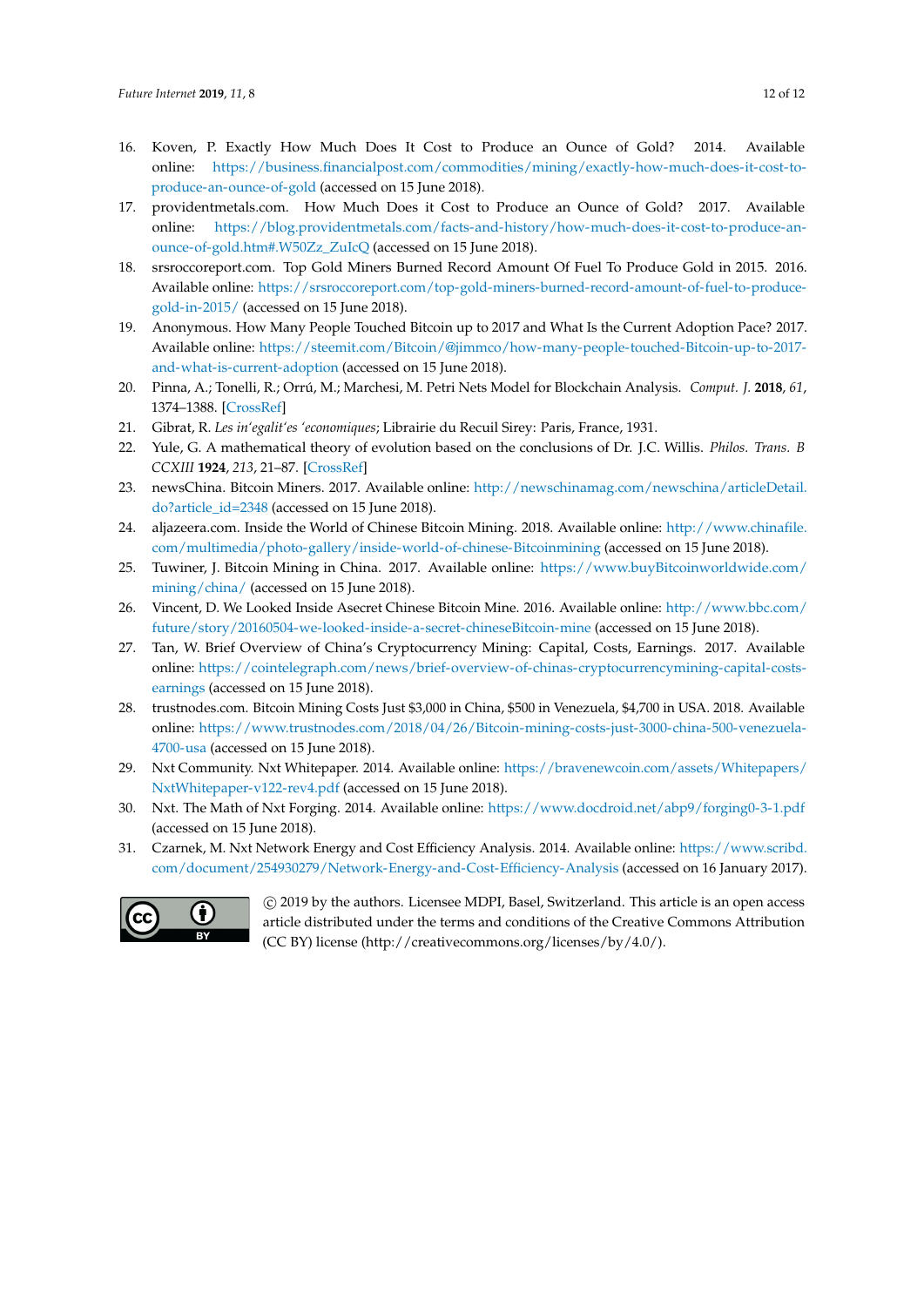16. Koven, P. Exactly How Much Does It Cost to Produce an Ounce of Gold? 2014. Available online: https://business.financialpost.com/commodities/mining/exactly-how-much-does-it-cost-to-produce-an-ounce-of-gold (accessed on 15 June 2018).
17. providentmetals.com. How Much Does it Cost to Produce an Ounce of Gold? 2017. Available online: https://blog.providentmetals.com/facts-and-history/how-much-does-it-cost-to-produce-an-ounce-of-gold.htm#.W50Zz_ZuIcQ (accessed on 15 June 2018).
18. srsroccoreport.com. Top Gold Miners Burned Record Amount Of Fuel To Produce Gold in 2015. 2016. Available online: https://srsroccoreport.com/top-gold-miners-burned-record-amount-of-fuel-to-produce-gold-in-2015/ (accessed on 15 June 2018).
19. Anonymous. How Many People Touched Bitcoin up to 2017 and What Is the Current Adoption Pace? 2017. Available online: https://steemit.com/Bitcoin/@jimmco/how-many-people-touched-Bitcoin-up-to-2017-and-what-is-current-adoption (accessed on 15 June 2018).
20. Pinna, A.; Tonelli, R.; Orrú, M.; Marchesi, M. Petri Nets Model for Blockchain Analysis. *Comput. J.* **2018**, *61*, 1374–1388. [CrossRef]
21. Gibrat, R. *Les in'egalit'es 'economiques*; Librairie du Recuil Sirey: Paris, France, 1931.
22. Yule, G. A mathematical theory of evolution based on the conclusions of Dr. J.C. Willis. *Philos. Trans. B CCXIII* **1924**, *213*, 21–87. [CrossRef]
23. newsChina. Bitcoin Miners. 2017. Available online: http://newschinamag.com/newschina/articleDetail.do?article_id=2348 (accessed on 15 June 2018).
24. aljazeera.com. Inside the World of Chinese Bitcoin Mining. 2018. Available online: http://www.chinafile.com/multimedia/photo-gallery/inside-world-of-chinese-Bitcoinmining (accessed on 15 June 2018).
25. Tuwiner, J. Bitcoin Mining in China. 2017. Available online: https://www.buyBitcoinworldwide.com/mining/china/ (accessed on 15 June 2018).
26. Vincent, D. We Looked Inside Asecret Chinese Bitcoin Mine. 2016. Available online: http://www.bbc.com/future/story/20160504-we-looked-inside-a-secret-chineseBitcoin-mine (accessed on 15 June 2018).
27. Tan, W. Brief Overview of China's Cryptocurrency Mining: Capital, Costs, Earnings. 2017. Available online: https://cointelegraph.com/news/brief-overview-of-chinas-cryptocurrencymining-capital-costs-earnings (accessed on 15 June 2018).
28. trustnodes.com. Bitcoin Mining Costs Just $3,000 in China, $500 in Venezuela, $4,700 in USA. 2018. Available online: https://www.trustnodes.com/2018/04/26/Bitcoin-mining-costs-just-3000-china-500-venezuela-4700-usa (accessed on 15 June 2018).
29. Nxt Community. Nxt Whitepaper. 2014. Available online: https://bravenewcoin.com/assets/Whitepapers/NxtWhitepaper-v122-rev4.pdf (accessed on 15 June 2018).
30. Nxt. The Math of Nxt Forging. 2014. Available online: https://www.docdroid.net/abp9/forging0-3-1.pdf (accessed on 15 June 2018).
31. Czarnek, M. Nxt Network Energy and Cost Efficiency Analysis. 2014. Available online: https://www.scribd.com/document/254930279/Network-Energy-and-Cost-Efficiency-Analysis (accessed on 16 January 2017).

© 2019 by the authors. Licensee MDPI, Basel, Switzerland. This article is an open access article distributed under the terms and conditions of the Creative Commons Attribution (CC BY) license (http://creativecommons.org/licenses/by/4.0/).